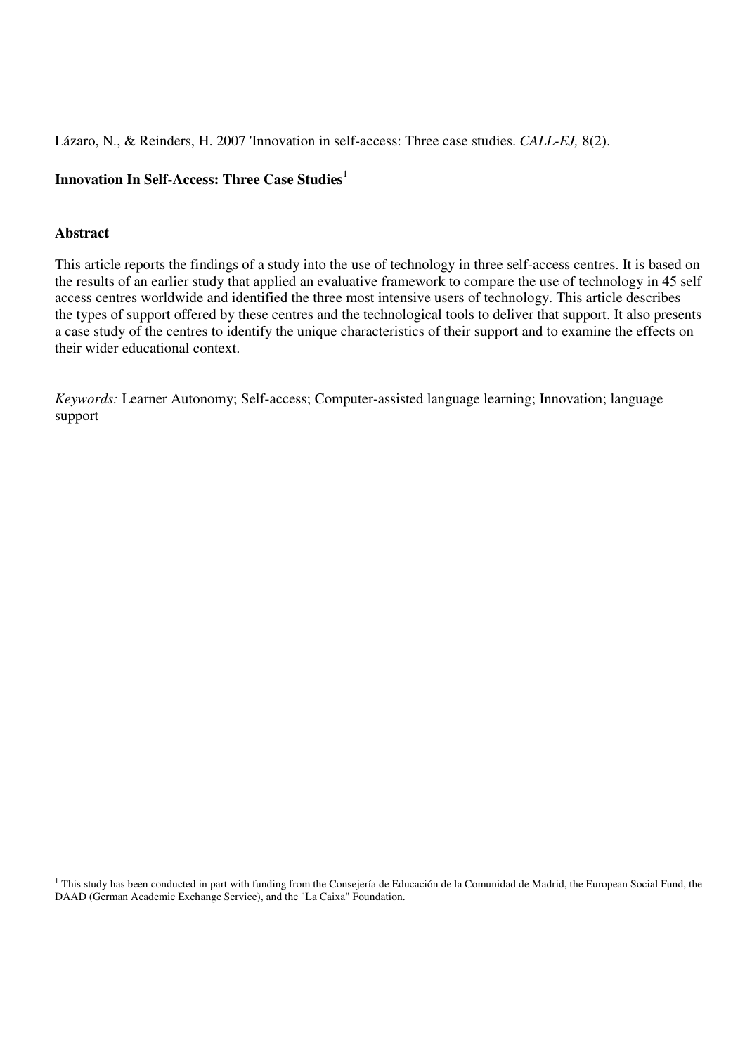Lázaro, N., & Reinders, H. 2007 'Innovation in self-access: Three case studies. *CALL-EJ,* 8(2).

# Innovation In Self-Access: Three Case Studies[1]

## Abstract

This article reports the findings of a study into the use of technology in three self-access centres. It is based on the results of an earlier study that applied an evaluative framework to compare the use of technology in 45 self access centres worldwide and identified the three most intensive users of technology. This article describes the types of support offered by these centres and the technological tools to deliver that support. It also presents a case study of the centres to identify the unique characteristics of their support and to examine the effects on their wider educational context.

*Keywords:* Learner Autonomy; Self-access; Computer-assisted language learning; Innovation; language support

---

[1] This study has been conducted in part with funding from the Consejería de Educación de la Comunidad de Madrid, the European Social Fund, the DAAD (German Academic Exchange Service), and the "La Caixa" Foundation.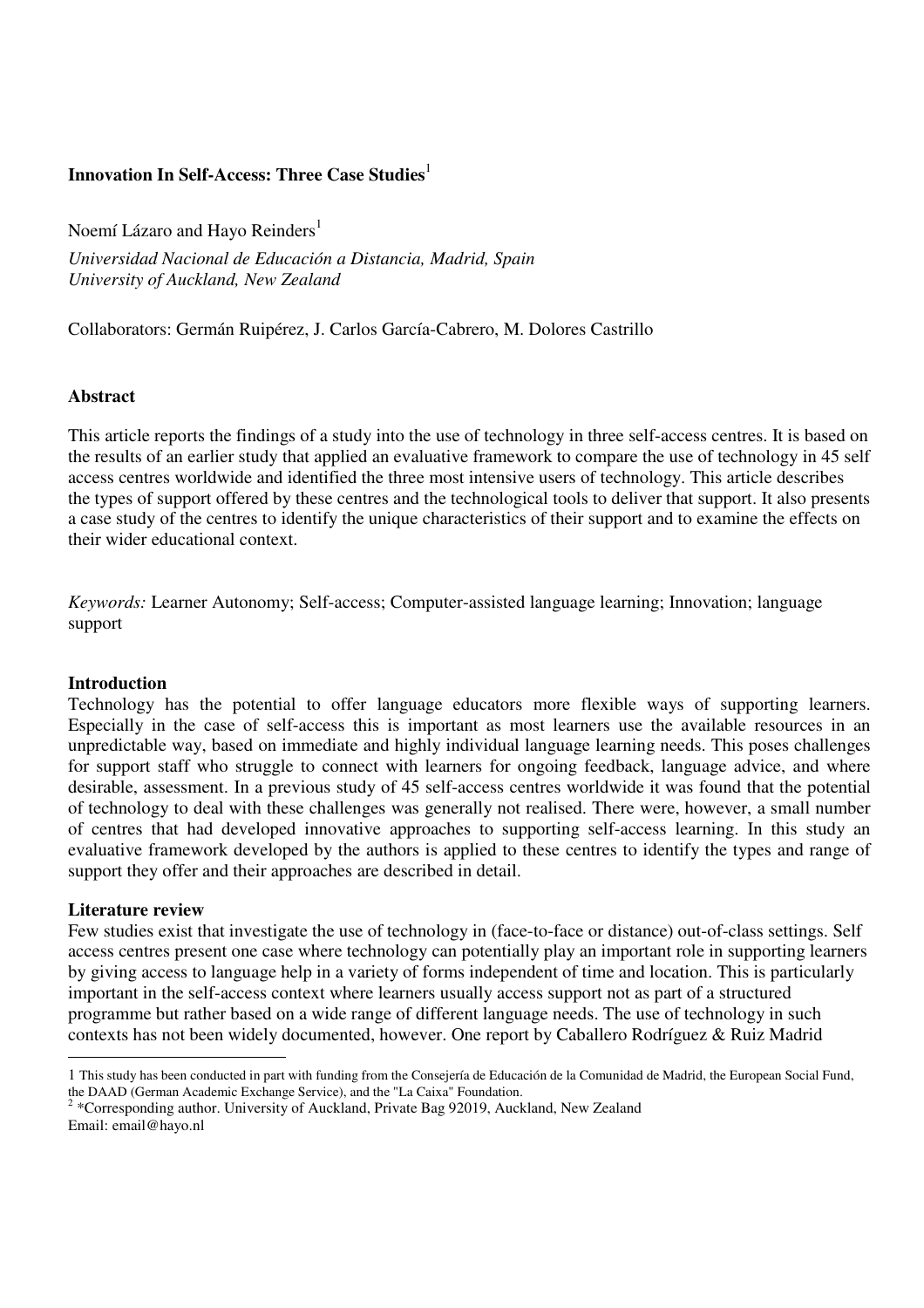**Innovation In Self-Access: Three Case Studies**[1]

Noemí Lázaro and Hayo Reinders[1]

*Universidad Nacional de Educación a Distancia, Madrid, Spain*
*University of Auckland, New Zealand*

Collaborators: Germán Ruipérez, J. Carlos García-Cabrero, M. Dolores Castrillo

**Abstract**

This article reports the findings of a study into the use of technology in three self-access centres. It is based on the results of an earlier study that applied an evaluative framework to compare the use of technology in 45 self access centres worldwide and identified the three most intensive users of technology. This article describes the types of support offered by these centres and the technological tools to deliver that support. It also presents a case study of the centres to identify the unique characteristics of their support and to examine the effects on their wider educational context.

*Keywords:* Learner Autonomy; Self-access; Computer-assisted language learning; Innovation; language support

**Introduction**

Technology has the potential to offer language educators more flexible ways of supporting learners. Especially in the case of self-access this is important as most learners use the available resources in an unpredictable way, based on immediate and highly individual language learning needs. This poses challenges for support staff who struggle to connect with learners for ongoing feedback, language advice, and where desirable, assessment. In a previous study of 45 self-access centres worldwide it was found that the potential of technology to deal with these challenges was generally not realised. There were, however, a small number of centres that had developed innovative approaches to supporting self-access learning. In this study an evaluative framework developed by the authors is applied to these centres to identify the types and range of support they offer and their approaches are described in detail.

**Literature review**

Few studies exist that investigate the use of technology in (face-to-face or distance) out-of-class settings. Self access centres present one case where technology can potentially play an important role in supporting learners by giving access to language help in a variety of forms independent of time and location. This is particularly important in the self-access context where learners usually access support not as part of a structured programme but rather based on a wide range of different language needs. The use of technology in such contexts has not been widely documented, however. One report by Caballero Rodríguez & Ruiz Madrid

---

1 This study has been conducted in part with funding from the Consejería de Educación de la Comunidad de Madrid, the European Social Fund, the DAAD (German Academic Exchange Service), and the "La Caixa" Foundation.

2 *Corresponding author. University of Auckland, Private Bag 92019, Auckland, New Zealand
Email: email@hayo.nl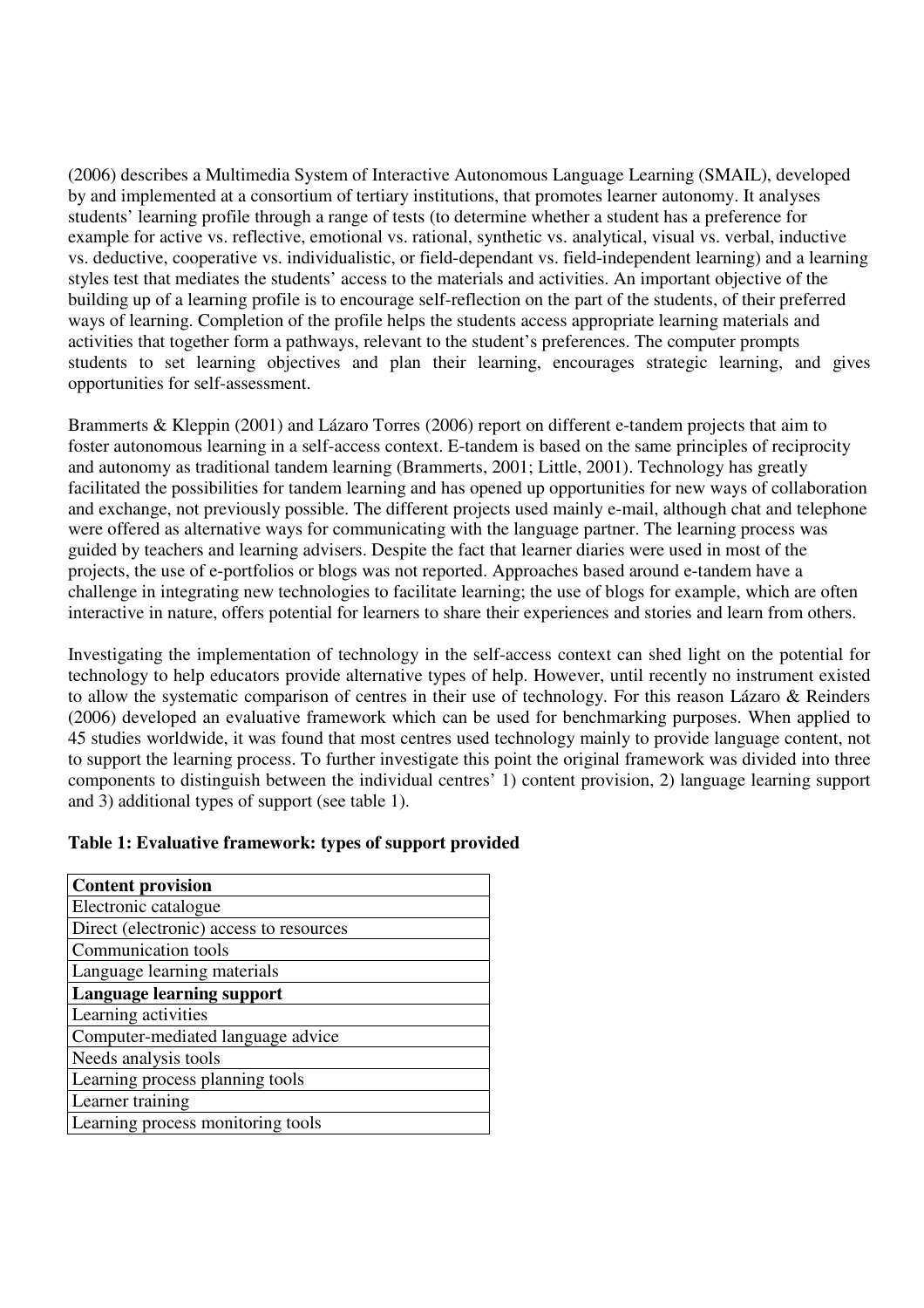(2006) describes a Multimedia System of Interactive Autonomous Language Learning (SMAIL), developed by and implemented at a consortium of tertiary institutions, that promotes learner autonomy. It analyses students' learning profile through a range of tests (to determine whether a student has a preference for example for active vs. reflective, emotional vs. rational, synthetic vs. analytical, visual vs. verbal, inductive vs. deductive, cooperative vs. individualistic, or field-dependant vs. field-independent learning) and a learning styles test that mediates the students' access to the materials and activities. An important objective of the building up of a learning profile is to encourage self-reflection on the part of the students, of their preferred ways of learning. Completion of the profile helps the students access appropriate learning materials and activities that together form a pathways, relevant to the student's preferences. The computer prompts students to set learning objectives and plan their learning, encourages strategic learning, and gives opportunities for self-assessment.

Brammerts & Kleppin (2001) and Lázaro Torres (2006) report on different e-tandem projects that aim to foster autonomous learning in a self-access context. E-tandem is based on the same principles of reciprocity and autonomy as traditional tandem learning (Brammerts, 2001; Little, 2001). Technology has greatly facilitated the possibilities for tandem learning and has opened up opportunities for new ways of collaboration and exchange, not previously possible. The different projects used mainly e-mail, although chat and telephone were offered as alternative ways for communicating with the language partner. The learning process was guided by teachers and learning advisers. Despite the fact that learner diaries were used in most of the projects, the use of e-portfolios or blogs was not reported. Approaches based around e-tandem have a challenge in integrating new technologies to facilitate learning; the use of blogs for example, which are often interactive in nature, offers potential for learners to share their experiences and stories and learn from others.

Investigating the implementation of technology in the self-access context can shed light on the potential for technology to help educators provide alternative types of help. However, until recently no instrument existed to allow the systematic comparison of centres in their use of technology. For this reason Lázaro & Reinders (2006) developed an evaluative framework which can be used for benchmarking purposes. When applied to 45 studies worldwide, it was found that most centres used technology mainly to provide language content, not to support the learning process. To further investigate this point the original framework was divided into three components to distinguish between the individual centres' 1) content provision, 2) language learning support and 3) additional types of support (see table 1).

**Table 1: Evaluative framework: types of support provided**

| **Content provision** |
|---|
| Electronic catalogue |
| Direct (electronic) access to resources |
| Communication tools |
| Language learning materials |
| **Language learning support** |
| Learning activities |
| Computer-mediated language advice |
| Needs analysis tools |
| Learning process planning tools |
| Learner training |
| Learning process monitoring tools |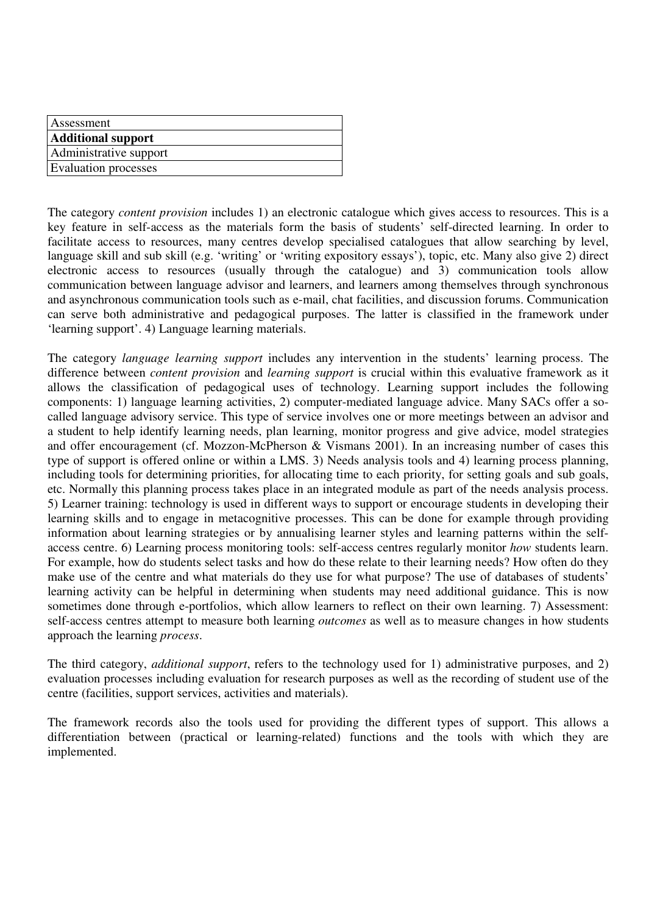| Assessment |
|---|
| **Additional support** |
| Administrative support |
| Evaluation processes |

The category *content provision* includes 1) an electronic catalogue which gives access to resources. This is a key feature in self-access as the materials form the basis of students' self-directed learning. In order to facilitate access to resources, many centres develop specialised catalogues that allow searching by level, language skill and sub skill (e.g. 'writing' or 'writing expository essays'), topic, etc. Many also give 2) direct electronic access to resources (usually through the catalogue) and 3) communication tools allow communication between language advisor and learners, and learners among themselves through synchronous and asynchronous communication tools such as e-mail, chat facilities, and discussion forums. Communication can serve both administrative and pedagogical purposes. The latter is classified in the framework under 'learning support'. 4) Language learning materials.

The category *language learning support* includes any intervention in the students' learning process. The difference between *content provision* and *learning support* is crucial within this evaluative framework as it allows the classification of pedagogical uses of technology. Learning support includes the following components: 1) language learning activities, 2) computer-mediated language advice. Many SACs offer a so-called language advisory service. This type of service involves one or more meetings between an advisor and a student to help identify learning needs, plan learning, monitor progress and give advice, model strategies and offer encouragement (cf. Mozzon-McPherson & Vismans 2001). In an increasing number of cases this type of support is offered online or within a LMS. 3) Needs analysis tools and 4) learning process planning, including tools for determining priorities, for allocating time to each priority, for setting goals and sub goals, etc. Normally this planning process takes place in an integrated module as part of the needs analysis process. 5) Learner training: technology is used in different ways to support or encourage students in developing their learning skills and to engage in metacognitive processes. This can be done for example through providing information about learning strategies or by annualising learner styles and learning patterns within the self-access centre. 6) Learning process monitoring tools: self-access centres regularly monitor *how* students learn. For example, how do students select tasks and how do these relate to their learning needs? How often do they make use of the centre and what materials do they use for what purpose? The use of databases of students' learning activity can be helpful in determining when students may need additional guidance. This is now sometimes done through e-portfolios, which allow learners to reflect on their own learning. 7) Assessment: self-access centres attempt to measure both learning *outcomes* as well as to measure changes in how students approach the learning *process*.

The third category, *additional support*, refers to the technology used for 1) administrative purposes, and 2) evaluation processes including evaluation for research purposes as well as the recording of student use of the centre (facilities, support services, activities and materials).

The framework records also the tools used for providing the different types of support. This allows a differentiation between (practical or learning-related) functions and the tools with which they are implemented.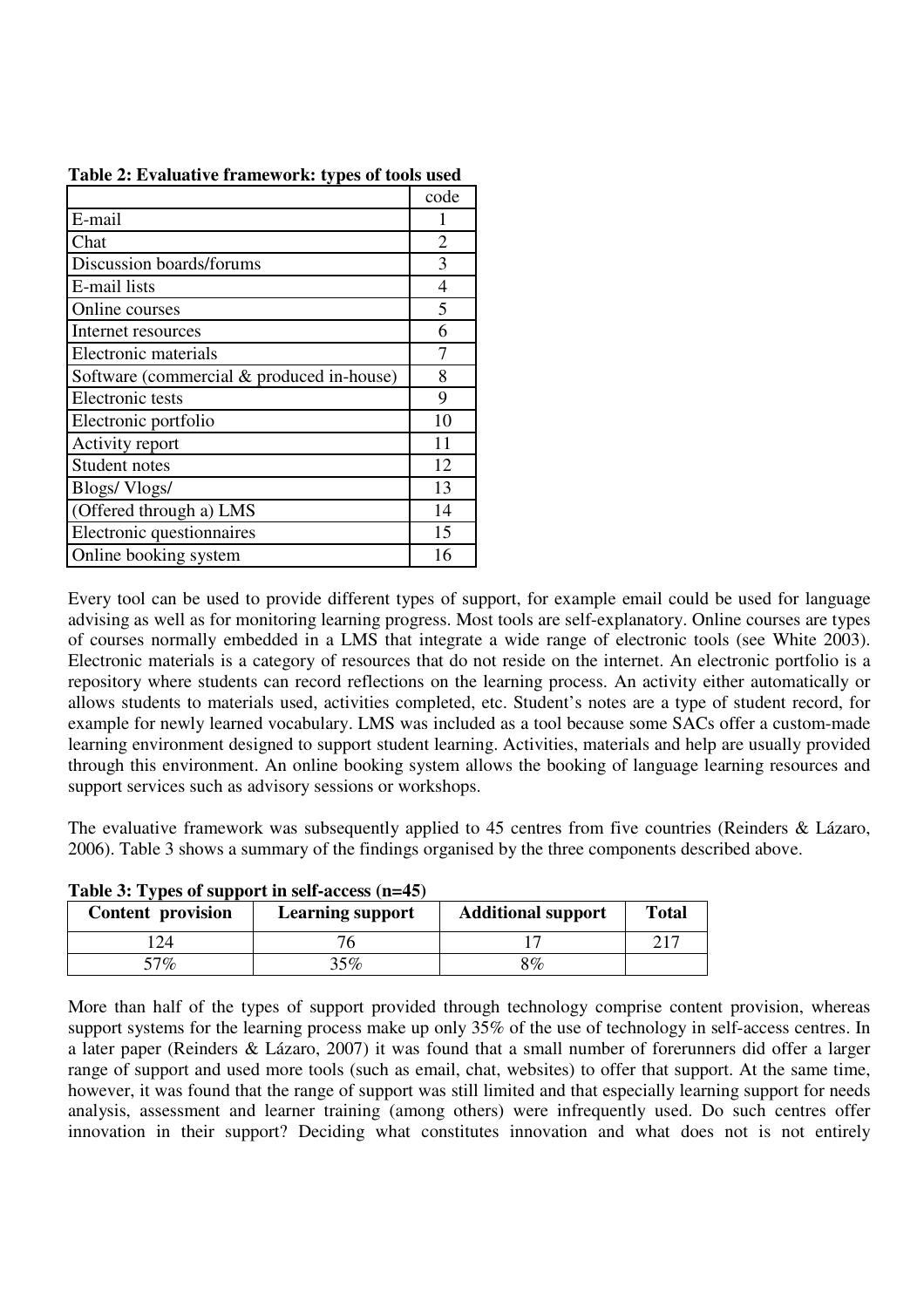**Table 2: Evaluative framework: types of tools used**

| | code |
|---|---|
| E-mail | 1 |
| Chat | 2 |
| Discussion boards/forums | 3 |
| E-mail lists | 4 |
| Online courses | 5 |
| Internet resources | 6 |
| Electronic materials | 7 |
| Software (commercial & produced in-house) | 8 |
| Electronic tests | 9 |
| Electronic portfolio | 10 |
| Activity report | 11 |
| Student notes | 12 |
| Blogs/ Vlogs/ | 13 |
| (Offered through a) LMS | 14 |
| Electronic questionnaires | 15 |
| Online booking system | 16 |

Every tool can be used to provide different types of support, for example email could be used for language advising as well as for monitoring learning progress. Most tools are self-explanatory. Online courses are types of courses normally embedded in a LMS that integrate a wide range of electronic tools (see White 2003). Electronic materials is a category of resources that do not reside on the internet. An electronic portfolio is a repository where students can record reflections on the learning process. An activity either automatically or allows students to materials used, activities completed, etc. Student's notes are a type of student record, for example for newly learned vocabulary. LMS was included as a tool because some SACs offer a custom-made learning environment designed to support student learning. Activities, materials and help are usually provided through this environment. An online booking system allows the booking of language learning resources and support services such as advisory sessions or workshops.

The evaluative framework was subsequently applied to 45 centres from five countries (Reinders & Lázaro, 2006). Table 3 shows a summary of the findings organised by the three components described above.

**Table 3: Types of support in self-access (n=45)**

| Content provision | Learning support | Additional support | Total |
|---|---|---|---|
| 124 | 76 | 17 | 217 |
| 57% | 35% | 8% | |

More than half of the types of support provided through technology comprise content provision, whereas support systems for the learning process make up only 35% of the use of technology in self-access centres. In a later paper (Reinders & Lázaro, 2007) it was found that a small number of forerunners did offer a larger range of support and used more tools (such as email, chat, websites) to offer that support. At the same time, however, it was found that the range of support was still limited and that especially learning support for needs analysis, assessment and learner training (among others) were infrequently used. Do such centres offer innovation in their support? Deciding what constitutes innovation and what does not is not entirely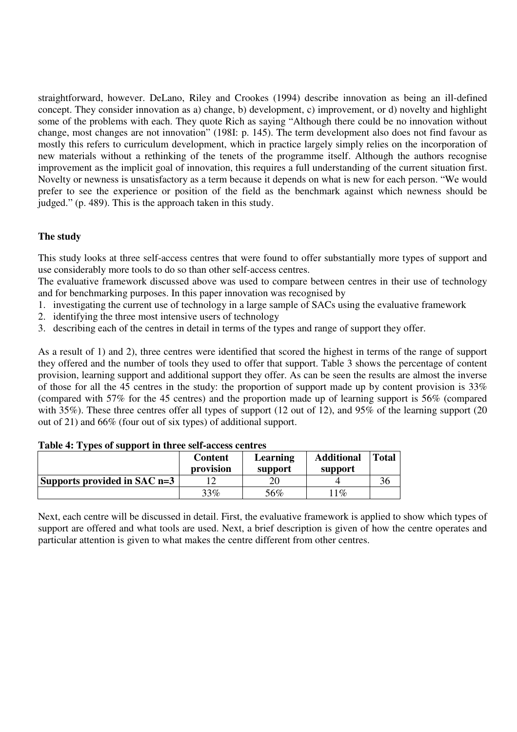straightforward, however. DeLano, Riley and Crookes (1994) describe innovation as being an ill-defined concept. They consider innovation as a) change, b) development, c) improvement, or d) novelty and highlight some of the problems with each. They quote Rich as saying "Although there could be no innovation without change, most changes are not innovation" (198I: p. 145). The term development also does not find favour as mostly this refers to curriculum development, which in practice largely simply relies on the incorporation of new materials without a rethinking of the tenets of the programme itself. Although the authors recognise improvement as the implicit goal of innovation, this requires a full understanding of the current situation first. Novelty or newness is unsatisfactory as a term because it depends on what is new for each person. "We would prefer to see the experience or position of the field as the benchmark against which newness should be judged." (p. 489). This is the approach taken in this study.

## The study

This study looks at three self-access centres that were found to offer substantially more types of support and use considerably more tools to do so than other self-access centres.
The evaluative framework discussed above was used to compare between centres in their use of technology and for benchmarking purposes. In this paper innovation was recognised by

1. investigating the current use of technology in a large sample of SACs using the evaluative framework
2. identifying the three most intensive users of technology
3. describing each of the centres in detail in terms of the types and range of support they offer.

As a result of 1) and 2), three centres were identified that scored the highest in terms of the range of support they offered and the number of tools they used to offer that support. Table 3 shows the percentage of content provision, learning support and additional support they offer. As can be seen the results are almost the inverse of those for all the 45 centres in the study: the proportion of support made up by content provision is 33% (compared with 57% for the 45 centres) and the proportion made up of learning support is 56% (compared with 35%). These three centres offer all types of support (12 out of 12), and 95% of the learning support (20 out of 21) and 66% (four out of six types) of additional support.

**Table 4: Types of support in three self-access centres**

| | Content provision | Learning support | Additional support | Total |
|---|---|---|---|---|
| **Supports provided in SAC n=3** | 12 | 20 | 4 | 36 |
| | 33% | 56% | 11% | |

Next, each centre will be discussed in detail. First, the evaluative framework is applied to show which types of support are offered and what tools are used. Next, a brief description is given of how the centre operates and particular attention is given to what makes the centre different from other centres.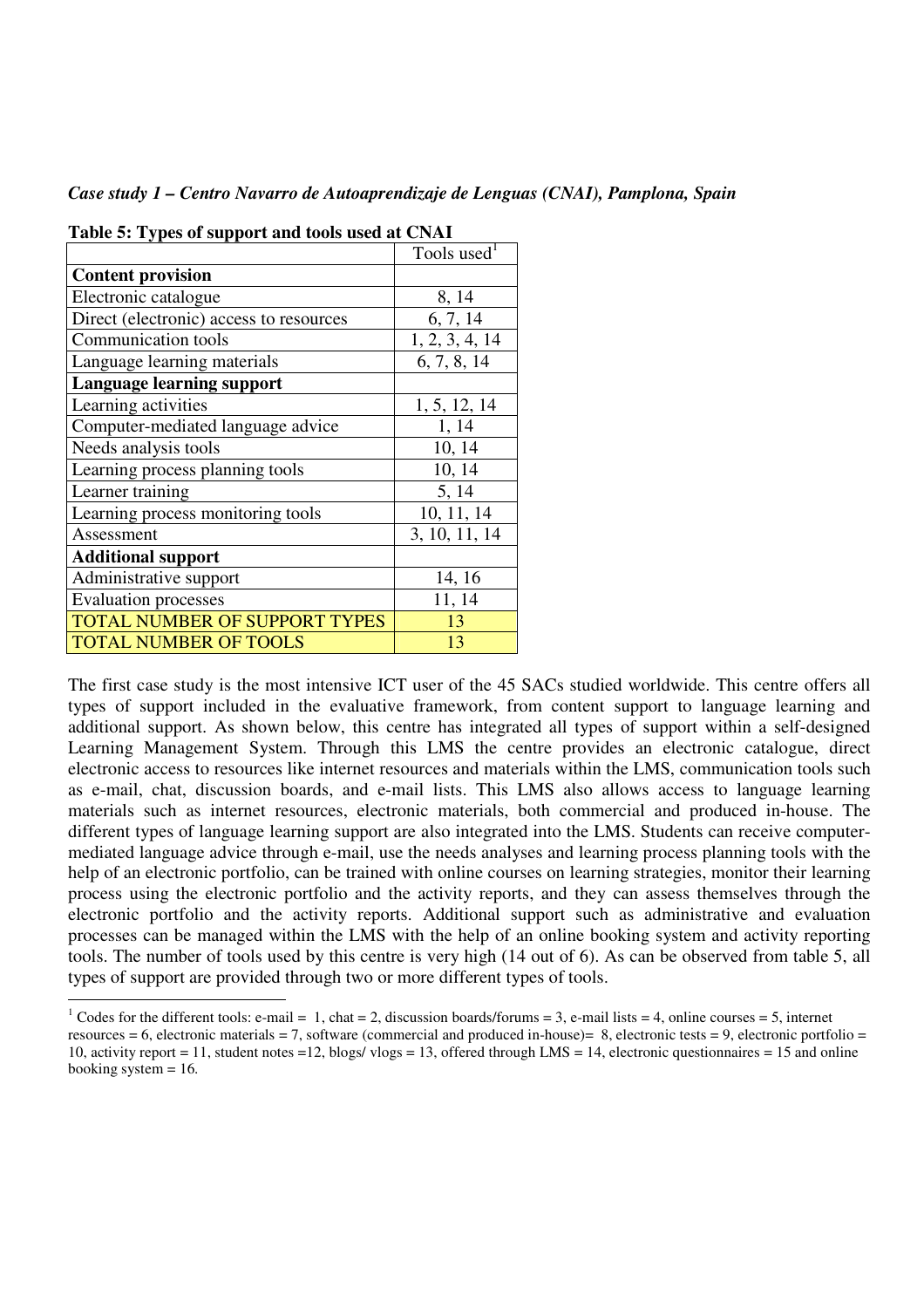*Case study 1 – Centro Navarro de Autoaprendizaje de Lenguas (CNAI), Pamplona, Spain*

**Table 5: Types of support and tools used at CNAI**

| | Tools used[1] |
|---|---|
| **Content provision** | |
| Electronic catalogue | 8, 14 |
| Direct (electronic) access to resources | 6, 7, 14 |
| Communication tools | 1, 2, 3, 4, 14 |
| Language learning materials | 6, 7, 8, 14 |
| **Language learning support** | |
| Learning activities | 1, 5, 12, 14 |
| Computer-mediated language advice | 1, 14 |
| Needs analysis tools | 10, 14 |
| Learning process planning tools | 10, 14 |
| Learner training | 5, 14 |
| Learning process monitoring tools | 10, 11, 14 |
| Assessment | 3, 10, 11, 14 |
| **Additional support** | |
| Administrative support | 14, 16 |
| Evaluation processes | 11, 14 |
| TOTAL NUMBER OF SUPPORT TYPES | 13 |
| TOTAL NUMBER OF TOOLS | 13 |

The first case study is the most intensive ICT user of the 45 SACs studied worldwide. This centre offers all types of support included in the evaluative framework, from content support to language learning and additional support. As shown below, this centre has integrated all types of support within a self-designed Learning Management System. Through this LMS the centre provides an electronic catalogue, direct electronic access to resources like internet resources and materials within the LMS, communication tools such as e-mail, chat, discussion boards, and e-mail lists. This LMS also allows access to language learning materials such as internet resources, electronic materials, both commercial and produced in-house. The different types of language learning support are also integrated into the LMS. Students can receive computer-mediated language advice through e-mail, use the needs analyses and learning process planning tools with the help of an electronic portfolio, can be trained with online courses on learning strategies, monitor their learning process using the electronic portfolio and the activity reports, and they can assess themselves through the electronic portfolio and the activity reports. Additional support such as administrative and evaluation processes can be managed within the LMS with the help of an online booking system and activity reporting tools. The number of tools used by this centre is very high (14 out of 6). As can be observed from table 5, all types of support are provided through two or more different types of tools.

---

[1] Codes for the different tools: e-mail = 1, chat = 2, discussion boards/forums = 3, e-mail lists = 4, online courses = 5, internet resources = 6, electronic materials = 7, software (commercial and produced in-house)= 8, electronic tests = 9, electronic portfolio = 10, activity report = 11, student notes =12, blogs/ vlogs = 13, offered through LMS = 14, electronic questionnaires = 15 and online booking system = 16.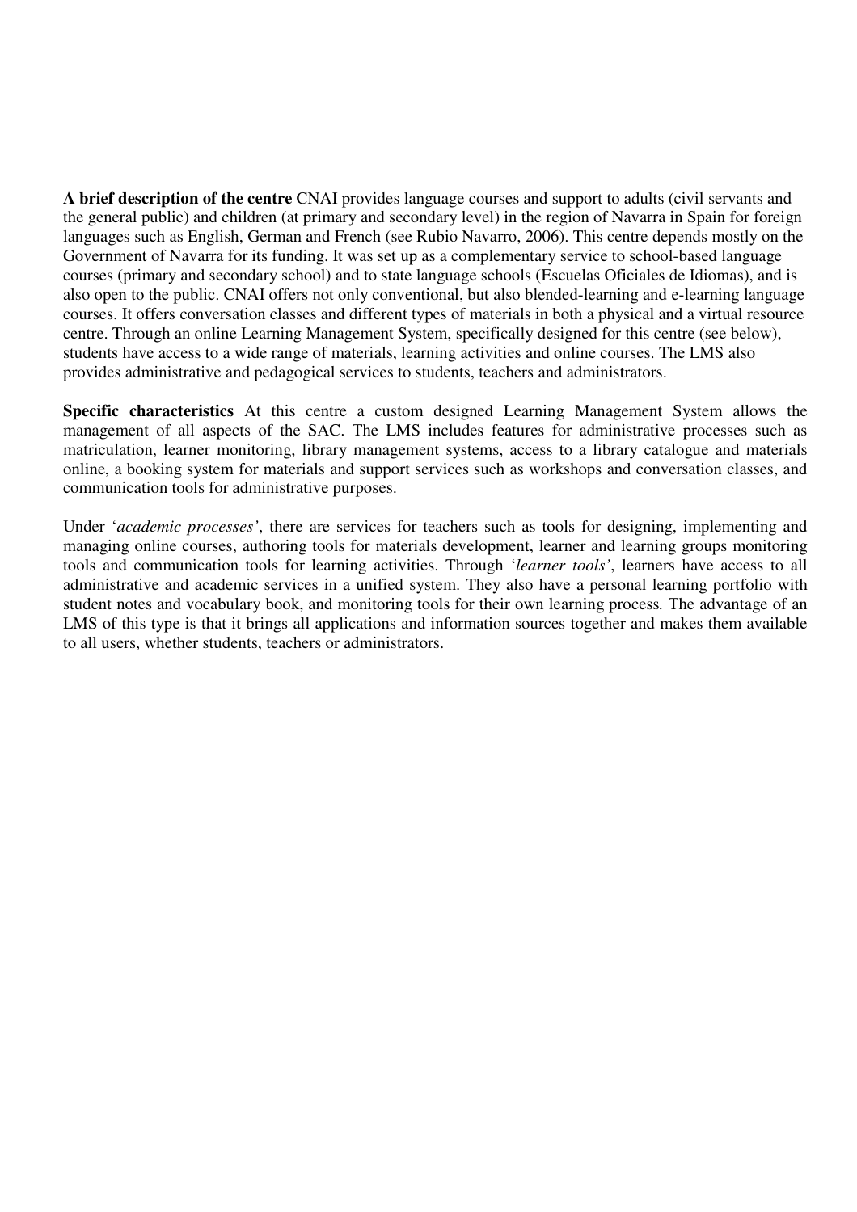**A brief description of the centre** CNAI provides language courses and support to adults (civil servants and the general public) and children (at primary and secondary level) in the region of Navarra in Spain for foreign languages such as English, German and French (see Rubio Navarro, 2006). This centre depends mostly on the Government of Navarra for its funding. It was set up as a complementary service to school-based language courses (primary and secondary school) and to state language schools (Escuelas Oficiales de Idiomas), and is also open to the public. CNAI offers not only conventional, but also blended-learning and e-learning language courses. It offers conversation classes and different types of materials in both a physical and a virtual resource centre. Through an online Learning Management System, specifically designed for this centre (see below), students have access to a wide range of materials, learning activities and online courses. The LMS also provides administrative and pedagogical services to students, teachers and administrators.

**Specific characteristics** At this centre a custom designed Learning Management System allows the management of all aspects of the SAC. The LMS includes features for administrative processes such as matriculation, learner monitoring, library management systems, access to a library catalogue and materials online, a booking system for materials and support services such as workshops and conversation classes, and communication tools for administrative purposes.

Under '*academic processes'*, there are services for teachers such as tools for designing, implementing and managing online courses, authoring tools for materials development, learner and learning groups monitoring tools and communication tools for learning activities. Through '*learner tools'*, learners have access to all administrative and academic services in a unified system. They also have a personal learning portfolio with student notes and vocabulary book, and monitoring tools for their own learning process. The advantage of an LMS of this type is that it brings all applications and information sources together and makes them available to all users, whether students, teachers or administrators.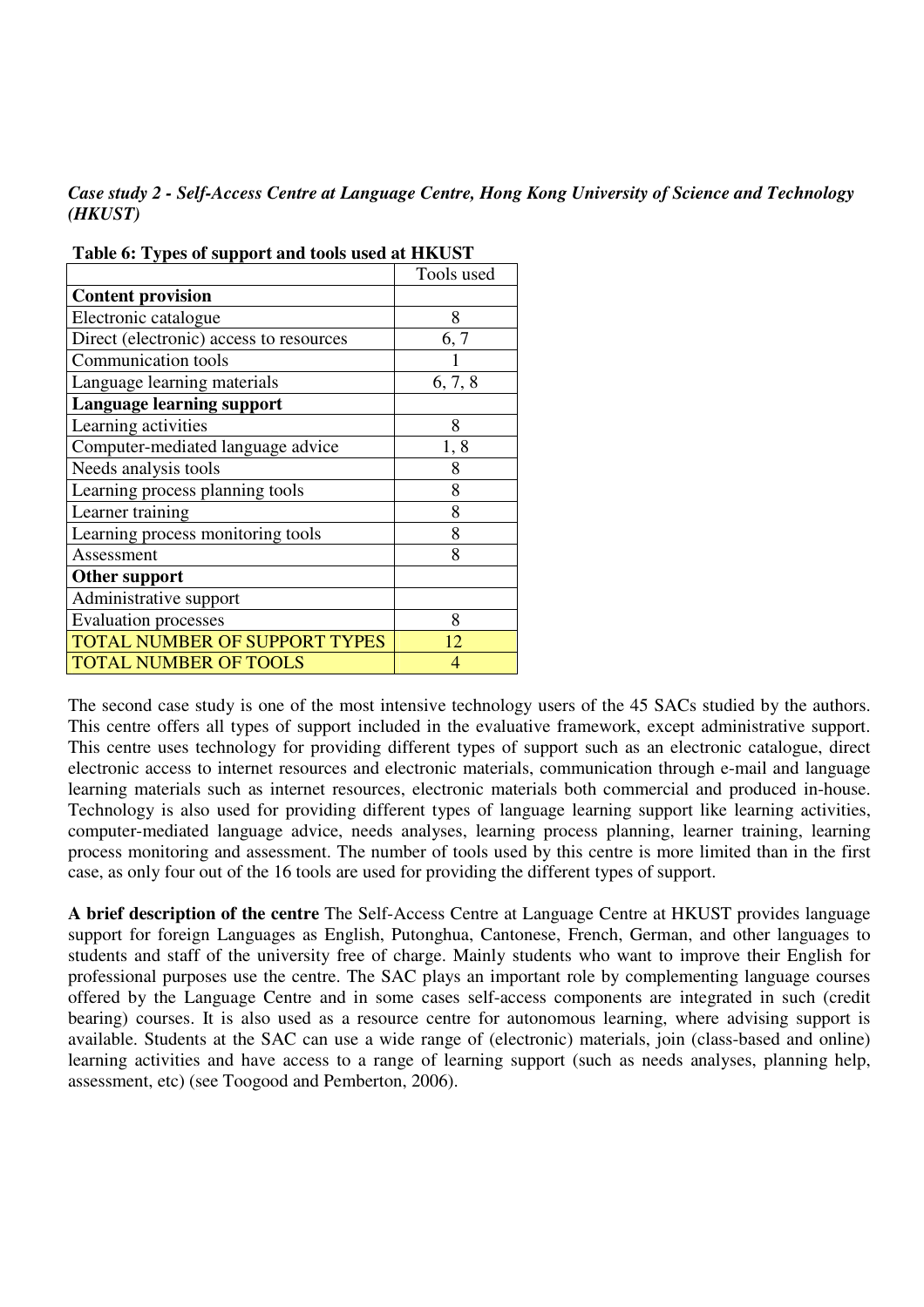*Case study 2 - Self-Access Centre at Language Centre, Hong Kong University of Science and Technology (HKUST)*

**Table 6: Types of support and tools used at HKUST**

| | Tools used |
|---|---|
| **Content provision** | |
| Electronic catalogue | 8 |
| Direct (electronic) access to resources | 6, 7 |
| Communication tools | 1 |
| Language learning materials | 6, 7, 8 |
| **Language learning support** | |
| Learning activities | 8 |
| Computer-mediated language advice | 1, 8 |
| Needs analysis tools | 8 |
| Learning process planning tools | 8 |
| Learner training | 8 |
| Learning process monitoring tools | 8 |
| Assessment | 8 |
| **Other support** | |
| Administrative support | |
| Evaluation processes | 8 |
| TOTAL NUMBER OF SUPPORT TYPES | 12 |
| TOTAL NUMBER OF TOOLS | 4 |

The second case study is one of the most intensive technology users of the 45 SACs studied by the authors. This centre offers all types of support included in the evaluative framework, except administrative support. This centre uses technology for providing different types of support such as an electronic catalogue, direct electronic access to internet resources and electronic materials, communication through e-mail and language learning materials such as internet resources, electronic materials both commercial and produced in-house. Technology is also used for providing different types of language learning support like learning activities, computer-mediated language advice, needs analyses, learning process planning, learner training, learning process monitoring and assessment. The number of tools used by this centre is more limited than in the first case, as only four out of the 16 tools are used for providing the different types of support.

**A brief description of the centre** The Self-Access Centre at Language Centre at HKUST provides language support for foreign Languages as English, Putonghua, Cantonese, French, German, and other languages to students and staff of the university free of charge. Mainly students who want to improve their English for professional purposes use the centre. The SAC plays an important role by complementing language courses offered by the Language Centre and in some cases self-access components are integrated in such (credit bearing) courses. It is also used as a resource centre for autonomous learning, where advising support is available. Students at the SAC can use a wide range of (electronic) materials, join (class-based and online) learning activities and have access to a range of learning support (such as needs analyses, planning help, assessment, etc) (see Toogood and Pemberton, 2006).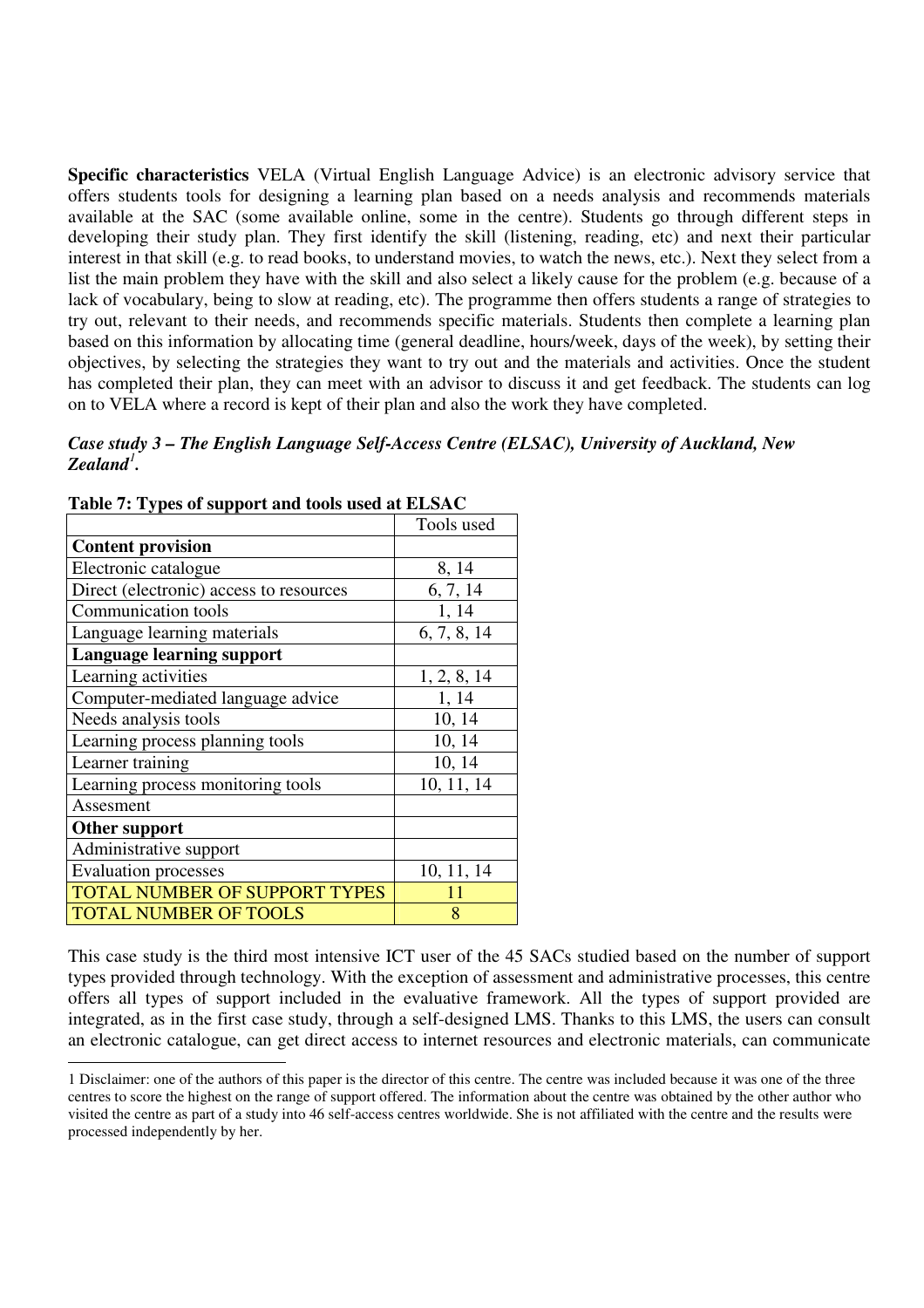**Specific characteristics** VELA (Virtual English Language Advice) is an electronic advisory service that offers students tools for designing a learning plan based on a needs analysis and recommends materials available at the SAC (some available online, some in the centre). Students go through different steps in developing their study plan. They first identify the skill (listening, reading, etc) and next their particular interest in that skill (e.g. to read books, to understand movies, to watch the news, etc.). Next they select from a list the main problem they have with the skill and also select a likely cause for the problem (e.g. because of a lack of vocabulary, being to slow at reading, etc). The programme then offers students a range of strategies to try out, relevant to their needs, and recommends specific materials. Students then complete a learning plan based on this information by allocating time (general deadline, hours/week, days of the week), by setting their objectives, by selecting the strategies they want to try out and the materials and activities. Once the student has completed their plan, they can meet with an advisor to discuss it and get feedback. The students can log on to VELA where a record is kept of their plan and also the work they have completed.

***Case study 3 – The English Language Self-Access Centre (ELSAC), University of Auckland, New Zealand[1].***

**Table 7: Types of support and tools used at ELSAC**

| | Tools used |
|---|---|
| **Content provision** | |
| Electronic catalogue | 8, 14 |
| Direct (electronic) access to resources | 6, 7, 14 |
| Communication tools | 1, 14 |
| Language learning materials | 6, 7, 8, 14 |
| **Language learning support** | |
| Learning activities | 1, 2, 8, 14 |
| Computer-mediated language advice | 1, 14 |
| Needs analysis tools | 10, 14 |
| Learning process planning tools | 10, 14 |
| Learner training | 10, 14 |
| Learning process monitoring tools | 10, 11, 14 |
| Assesment | |
| **Other support** | |
| Administrative support | |
| Evaluation processes | 10, 11, 14 |
| TOTAL NUMBER OF SUPPORT TYPES | 11 |
| TOTAL NUMBER OF TOOLS | 8 |

This case study is the third most intensive ICT user of the 45 SACs studied based on the number of support types provided through technology. With the exception of assessment and administrative processes, this centre offers all types of support included in the evaluative framework. All the types of support provided are integrated, as in the first case study, through a self-designed LMS. Thanks to this LMS, the users can consult an electronic catalogue, can get direct access to internet resources and electronic materials, can communicate

1 Disclaimer: one of the authors of this paper is the director of this centre. The centre was included because it was one of the three centres to score the highest on the range of support offered. The information about the centre was obtained by the other author who visited the centre as part of a study into 46 self-access centres worldwide. She is not affiliated with the centre and the results were processed independently by her.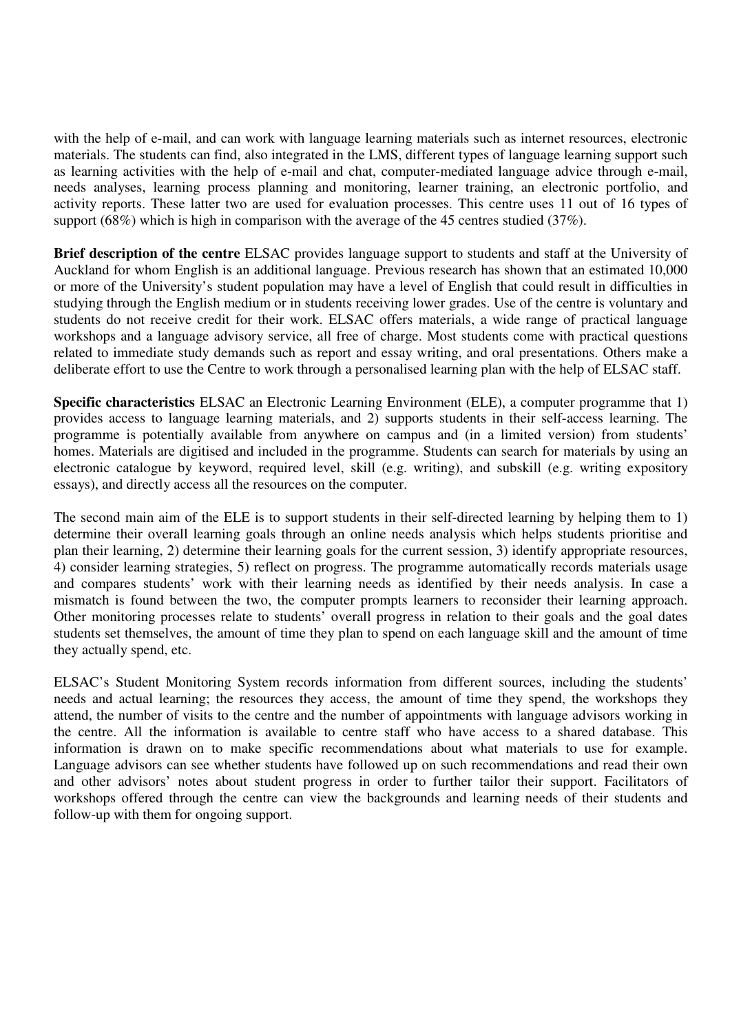with the help of e-mail, and can work with language learning materials such as internet resources, electronic materials. The students can find, also integrated in the LMS, different types of language learning support such as learning activities with the help of e-mail and chat, computer-mediated language advice through e-mail, needs analyses, learning process planning and monitoring, learner training, an electronic portfolio, and activity reports. These latter two are used for evaluation processes. This centre uses 11 out of 16 types of support (68%) which is high in comparison with the average of the 45 centres studied (37%).

**Brief description of the centre** ELSAC provides language support to students and staff at the University of Auckland for whom English is an additional language. Previous research has shown that an estimated 10,000 or more of the University's student population may have a level of English that could result in difficulties in studying through the English medium or in students receiving lower grades. Use of the centre is voluntary and students do not receive credit for their work. ELSAC offers materials, a wide range of practical language workshops and a language advisory service, all free of charge. Most students come with practical questions related to immediate study demands such as report and essay writing, and oral presentations. Others make a deliberate effort to use the Centre to work through a personalised learning plan with the help of ELSAC staff.

**Specific characteristics** ELSAC an Electronic Learning Environment (ELE), a computer programme that 1) provides access to language learning materials, and 2) supports students in their self-access learning. The programme is potentially available from anywhere on campus and (in a limited version) from students' homes. Materials are digitised and included in the programme. Students can search for materials by using an electronic catalogue by keyword, required level, skill (e.g. writing), and subskill (e.g. writing expository essays), and directly access all the resources on the computer.

The second main aim of the ELE is to support students in their self-directed learning by helping them to 1) determine their overall learning goals through an online needs analysis which helps students prioritise and plan their learning, 2) determine their learning goals for the current session, 3) identify appropriate resources, 4) consider learning strategies, 5) reflect on progress. The programme automatically records materials usage and compares students' work with their learning needs as identified by their needs analysis. In case a mismatch is found between the two, the computer prompts learners to reconsider their learning approach. Other monitoring processes relate to students' overall progress in relation to their goals and the goal dates students set themselves, the amount of time they plan to spend on each language skill and the amount of time they actually spend, etc.

ELSAC's Student Monitoring System records information from different sources, including the students' needs and actual learning; the resources they access, the amount of time they spend, the workshops they attend, the number of visits to the centre and the number of appointments with language advisors working in the centre. All the information is available to centre staff who have access to a shared database. This information is drawn on to make specific recommendations about what materials to use for example. Language advisors can see whether students have followed up on such recommendations and read their own and other advisors' notes about student progress in order to further tailor their support. Facilitators of workshops offered through the centre can view the backgrounds and learning needs of their students and follow-up with them for ongoing support.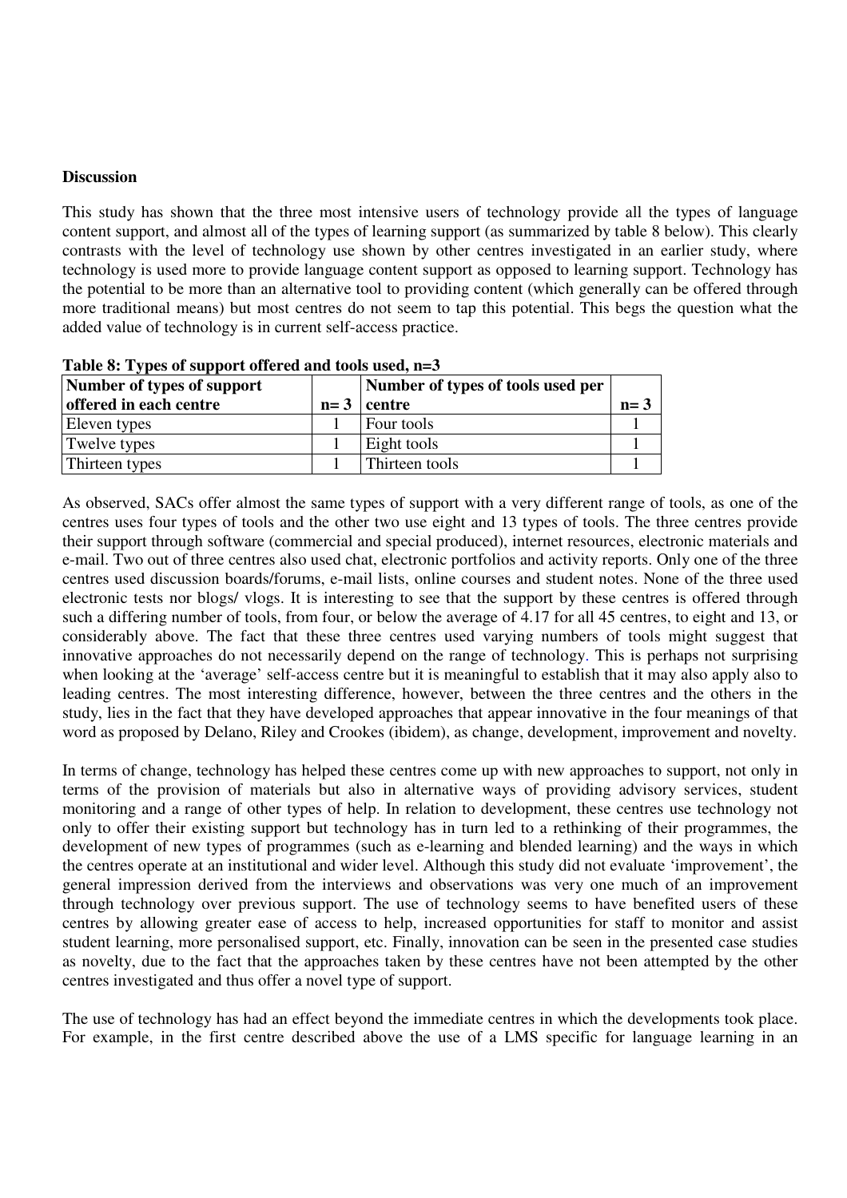**Discussion**

This study has shown that the three most intensive users of technology provide all the types of language content support, and almost all of the types of learning support (as summarized by table 8 below). This clearly contrasts with the level of technology use shown by other centres investigated in an earlier study, where technology is used more to provide language content support as opposed to learning support. Technology has the potential to be more than an alternative tool to providing content (which generally can be offered through more traditional means) but most centres do not seem to tap this potential. This begs the question what the added value of technology is in current self-access practice.

**Table 8: Types of support offered and tools used, n=3**

| Number of types of support offered in each centre | n= 3 | Number of types of tools used per centre | n= 3 |
|---|---|---|---|
| Eleven types | 1 | Four tools | 1 |
| Twelve types | 1 | Eight tools | 1 |
| Thirteen types | 1 | Thirteen tools | 1 |

As observed, SACs offer almost the same types of support with a very different range of tools, as one of the centres uses four types of tools and the other two use eight and 13 types of tools. The three centres provide their support through software (commercial and special produced), internet resources, electronic materials and e-mail. Two out of three centres also used chat, electronic portfolios and activity reports. Only one of the three centres used discussion boards/forums, e-mail lists, online courses and student notes. None of the three used electronic tests nor blogs/ vlogs. It is interesting to see that the support by these centres is offered through such a differing number of tools, from four, or below the average of 4.17 for all 45 centres, to eight and 13, or considerably above. The fact that these three centres used varying numbers of tools might suggest that innovative approaches do not necessarily depend on the range of technology. This is perhaps not surprising when looking at the 'average' self-access centre but it is meaningful to establish that it may also apply also to leading centres. The most interesting difference, however, between the three centres and the others in the study, lies in the fact that they have developed approaches that appear innovative in the four meanings of that word as proposed by Delano, Riley and Crookes (ibidem), as change, development, improvement and novelty.

In terms of change, technology has helped these centres come up with new approaches to support, not only in terms of the provision of materials but also in alternative ways of providing advisory services, student monitoring and a range of other types of help. In relation to development, these centres use technology not only to offer their existing support but technology has in turn led to a rethinking of their programmes, the development of new types of programmes (such as e-learning and blended learning) and the ways in which the centres operate at an institutional and wider level. Although this study did not evaluate 'improvement', the general impression derived from the interviews and observations was very one much of an improvement through technology over previous support. The use of technology seems to have benefited users of these centres by allowing greater ease of access to help, increased opportunities for staff to monitor and assist student learning, more personalised support, etc. Finally, innovation can be seen in the presented case studies as novelty, due to the fact that the approaches taken by these centres have not been attempted by the other centres investigated and thus offer a novel type of support.

The use of technology has had an effect beyond the immediate centres in which the developments took place. For example, in the first centre described above the use of a LMS specific for language learning in an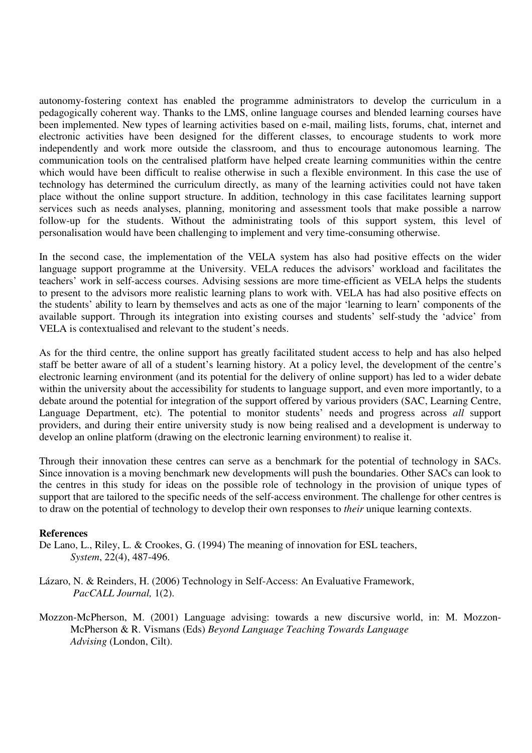autonomy-fostering context has enabled the programme administrators to develop the curriculum in a pedagogically coherent way. Thanks to the LMS, online language courses and blended learning courses have been implemented. New types of learning activities based on e-mail, mailing lists, forums, chat, internet and electronic activities have been designed for the different classes, to encourage students to work more independently and work more outside the classroom, and thus to encourage autonomous learning. The communication tools on the centralised platform have helped create learning communities within the centre which would have been difficult to realise otherwise in such a flexible environment. In this case the use of technology has determined the curriculum directly, as many of the learning activities could not have taken place without the online support structure. In addition, technology in this case facilitates learning support services such as needs analyses, planning, monitoring and assessment tools that make possible a narrow follow-up for the students. Without the administrating tools of this support system, this level of personalisation would have been challenging to implement and very time-consuming otherwise.

In the second case, the implementation of the VELA system has also had positive effects on the wider language support programme at the University. VELA reduces the advisors' workload and facilitates the teachers' work in self-access courses. Advising sessions are more time-efficient as VELA helps the students to present to the advisors more realistic learning plans to work with. VELA has had also positive effects on the students' ability to learn by themselves and acts as one of the major 'learning to learn' components of the available support. Through its integration into existing courses and students' self-study the 'advice' from VELA is contextualised and relevant to the student's needs.

As for the third centre, the online support has greatly facilitated student access to help and has also helped staff be better aware of all of a student's learning history. At a policy level, the development of the centre's electronic learning environment (and its potential for the delivery of online support) has led to a wider debate within the university about the accessibility for students to language support, and even more importantly, to a debate around the potential for integration of the support offered by various providers (SAC, Learning Centre, Language Department, etc). The potential to monitor students' needs and progress across *all* support providers, and during their entire university study is now being realised and a development is underway to develop an online platform (drawing on the electronic learning environment) to realise it.

Through their innovation these centres can serve as a benchmark for the potential of technology in SACs. Since innovation is a moving benchmark new developments will push the boundaries. Other SACs can look to the centres in this study for ideas on the possible role of technology in the provision of unique types of support that are tailored to the specific needs of the self-access environment. The challenge for other centres is to draw on the potential of technology to develop their own responses to *their* unique learning contexts.

**References**

De Lano, L., Riley, L. & Crookes, G. (1994) The meaning of innovation for ESL teachers, *System*, 22(4), 487-496.

Lázaro, N. & Reinders, H. (2006) Technology in Self-Access: An Evaluative Framework, *PacCALL Journal,* 1(2).

Mozzon-McPherson, M. (2001) Language advising: towards a new discursive world, in: M. Mozzon-McPherson & R. Vismans (Eds) *Beyond Language Teaching Towards Language Advising* (London, Cilt).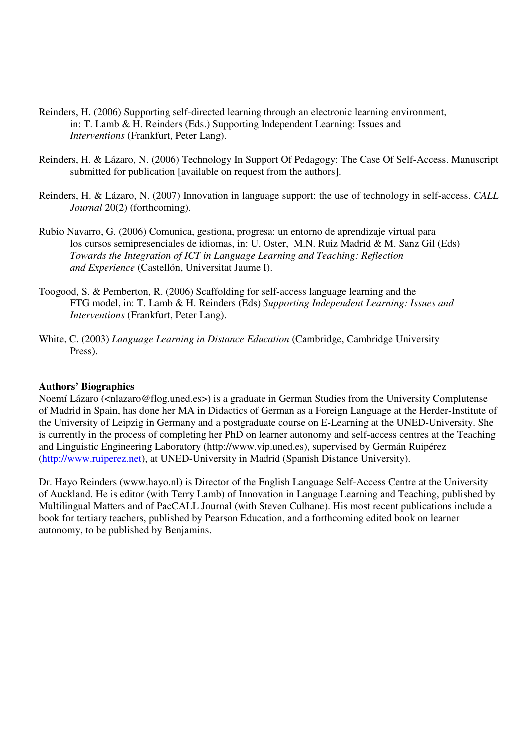Reinders, H. (2006) Supporting self-directed learning through an electronic learning environment, in: T. Lamb & H. Reinders (Eds.) Supporting Independent Learning: Issues and *Interventions* (Frankfurt, Peter Lang).

Reinders, H. & Lázaro, N. (2006) Technology In Support Of Pedagogy: The Case Of Self-Access. Manuscript submitted for publication [available on request from the authors].

Reinders, H. & Lázaro, N. (2007) Innovation in language support: the use of technology in self-access. *CALL Journal* 20(2) (forthcoming).

Rubio Navarro, G. (2006) Comunica, gestiona, progresa: un entorno de aprendizaje virtual para los cursos semipresenciales de idiomas, in: U. Oster, M.N. Ruiz Madrid & M. Sanz Gil (Eds) *Towards the Integration of ICT in Language Learning and Teaching: Reflection and Experience* (Castellón, Universitat Jaume I).

Toogood, S. & Pemberton, R. (2006) Scaffolding for self-access language learning and the FTG model, in: T. Lamb & H. Reinders (Eds) *Supporting Independent Learning: Issues and Interventions* (Frankfurt, Peter Lang).

White, C. (2003) *Language Learning in Distance Education* (Cambridge, Cambridge University Press).

**Authors' Biographies**

Noemí Lázaro (<nlazaro@flog.uned.es>) is a graduate in German Studies from the University Complutense of Madrid in Spain, has done her MA in Didactics of German as a Foreign Language at the Herder-Institute of the University of Leipzig in Germany and a postgraduate course on E-Learning at the UNED-University. She is currently in the process of completing her PhD on learner autonomy and self-access centres at the Teaching and Linguistic Engineering Laboratory (http://www.vip.uned.es), supervised by Germán Ruipérez (http://www.ruiperez.net), at UNED-University in Madrid (Spanish Distance University).

Dr. Hayo Reinders (www.hayo.nl) is Director of the English Language Self-Access Centre at the University of Auckland. He is editor (with Terry Lamb) of Innovation in Language Learning and Teaching, published by Multilingual Matters and of PacCALL Journal (with Steven Culhane). His most recent publications include a book for tertiary teachers, published by Pearson Education, and a forthcoming edited book on learner autonomy, to be published by Benjamins.